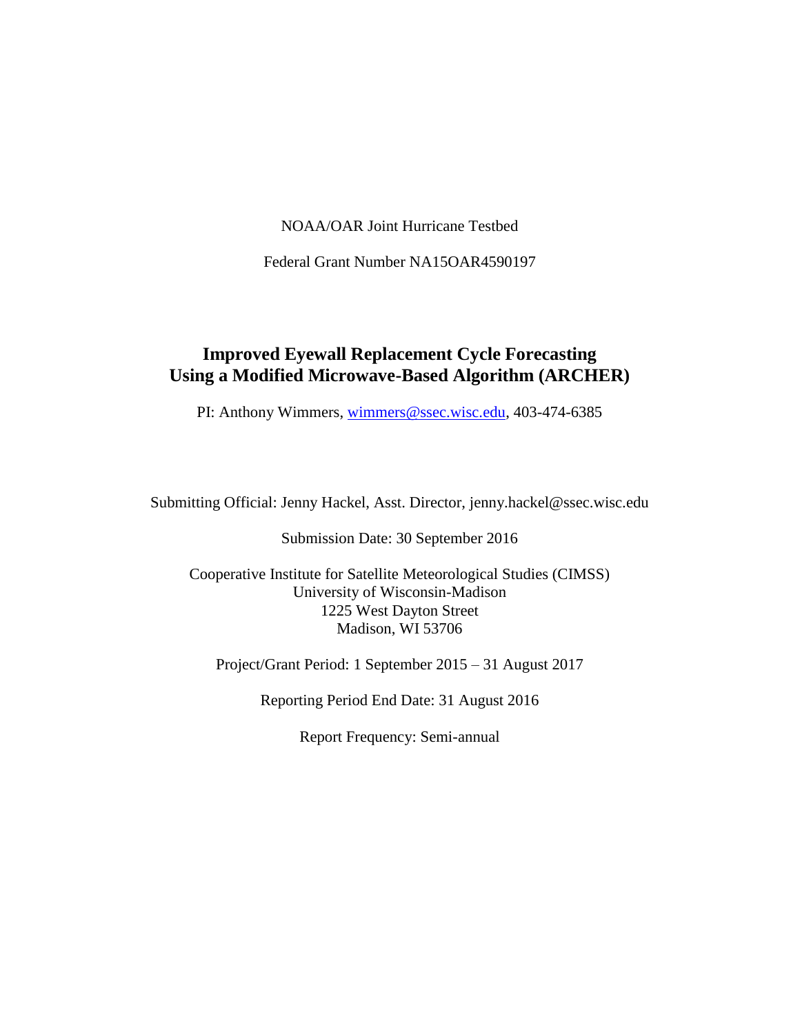NOAA/OAR Joint Hurricane Testbed

Federal Grant Number NA15OAR4590197

# Improved Eyewall Replacement Cycle Forecasting Using a Modified Microwave-Based Algorithm (ARCHER)

PI: Anthony Wimmers, wimmers@ssec.wisc.edu, 403-474-6385

Submitting Official: Jenny Hackel, Asst. Director, jenny.hackel@ssec.wisc.edu

Submission Date: 30 September 2016

Cooperative Institute for Satellite Meteorological Studies (CIMSS)
University of Wisconsin-Madison
1225 West Dayton Street
Madison, WI 53706

Project/Grant Period: 1 September 2015 – 31 August 2017

Reporting Period End Date: 31 August 2016

Report Frequency: Semi-annual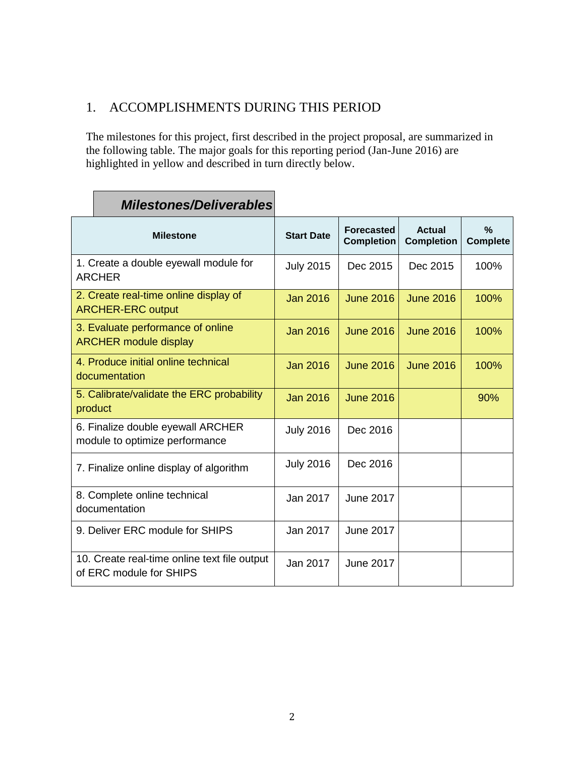## 1. ACCOMPLISHMENTS DURING THIS PERIOD

The milestones for this project, first described in the project proposal, are summarized in the following table. The major goals for this reporting period (Jan-June 2016) are highlighted in yellow and described in turn directly below.

***Milestones/Deliverables***

| Milestone | Start Date | Forecasted Completion | Actual Completion | % Complete |
|---|---|---|---|---|
| 1. Create a double eyewall module for ARCHER | July 2015 | Dec 2015 | Dec 2015 | 100% |
| 2. Create real-time online display of ARCHER-ERC output | Jan 2016 | June 2016 | June 2016 | 100% |
| 3. Evaluate performance of online ARCHER module display | Jan 2016 | June 2016 | June 2016 | 100% |
| 4. Produce initial online technical documentation | Jan 2016 | June 2016 | June 2016 | 100% |
| 5. Calibrate/validate the ERC probability product | Jan 2016 | June 2016 | | 90% |
| 6. Finalize double eyewall ARCHER module to optimize performance | July 2016 | Dec 2016 | | |
| 7. Finalize online display of algorithm | July 2016 | Dec 2016 | | |
| 8. Complete online technical documentation | Jan 2017 | June 2017 | | |
| 9. Deliver ERC module for SHIPS | Jan 2017 | June 2017 | | |
| 10. Create real-time online text file output of ERC module for SHIPS | Jan 2017 | June 2017 | | |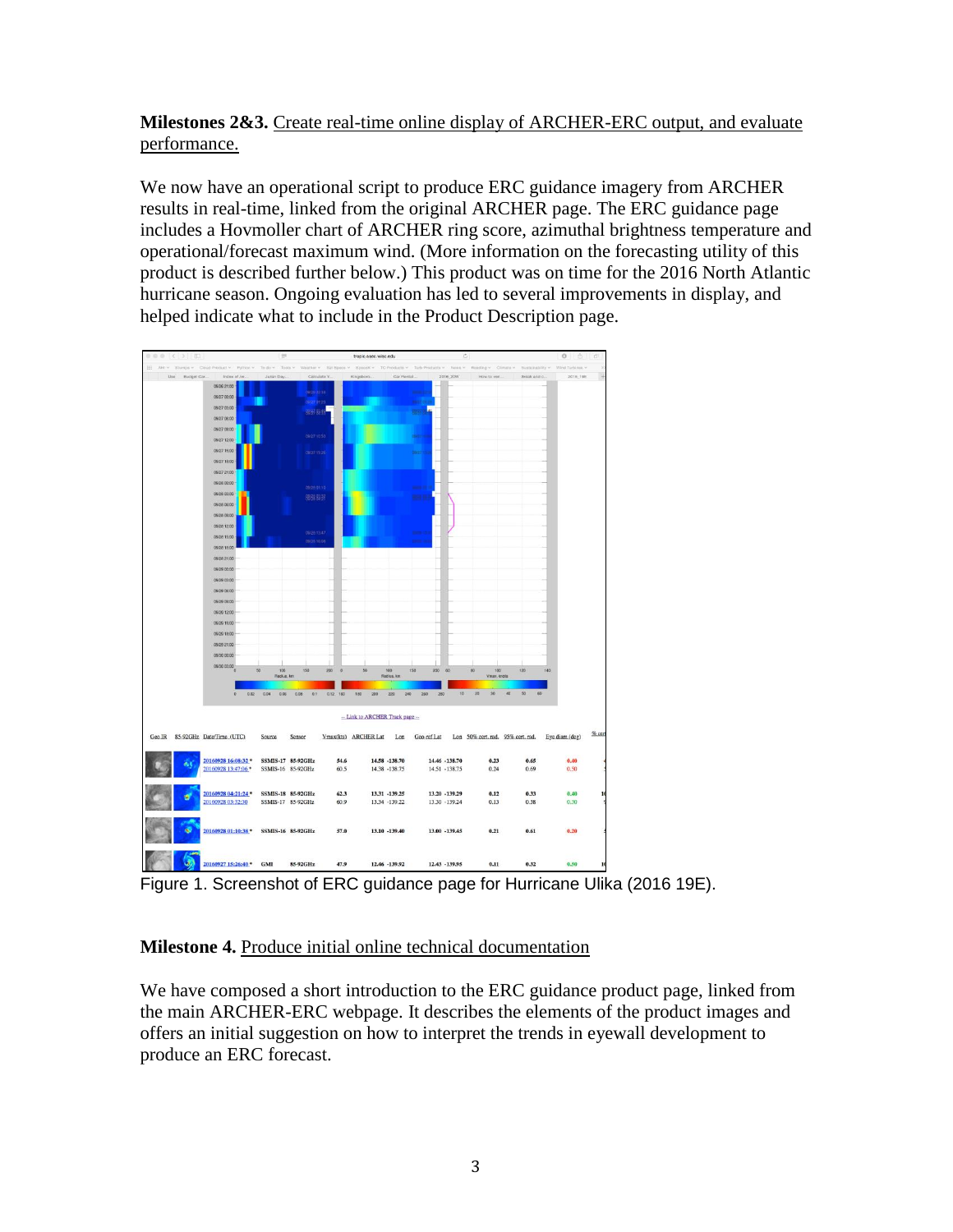**Milestones 2&3.** Create real-time online display of ARCHER-ERC output, and evaluate performance.

We now have an operational script to produce ERC guidance imagery from ARCHER results in real-time, linked from the original ARCHER page. The ERC guidance page includes a Hovmoller chart of ARCHER ring score, azimuthal brightness temperature and operational/forecast maximum wind. (More information on the forecasting utility of this product is described further below.) This product was on time for the 2016 North Atlantic hurricane season. Ongoing evaluation has led to several improvements in display, and helped indicate what to include in the Product Description page.

Figure 1. Screenshot of ERC guidance page for Hurricane Ulika (2016 19E).

**Milestone 4.** Produce initial online technical documentation

We have composed a short introduction to the ERC guidance product page, linked from the main ARCHER-ERC webpage. It describes the elements of the product images and offers an initial suggestion on how to interpret the trends in eyewall development to produce an ERC forecast.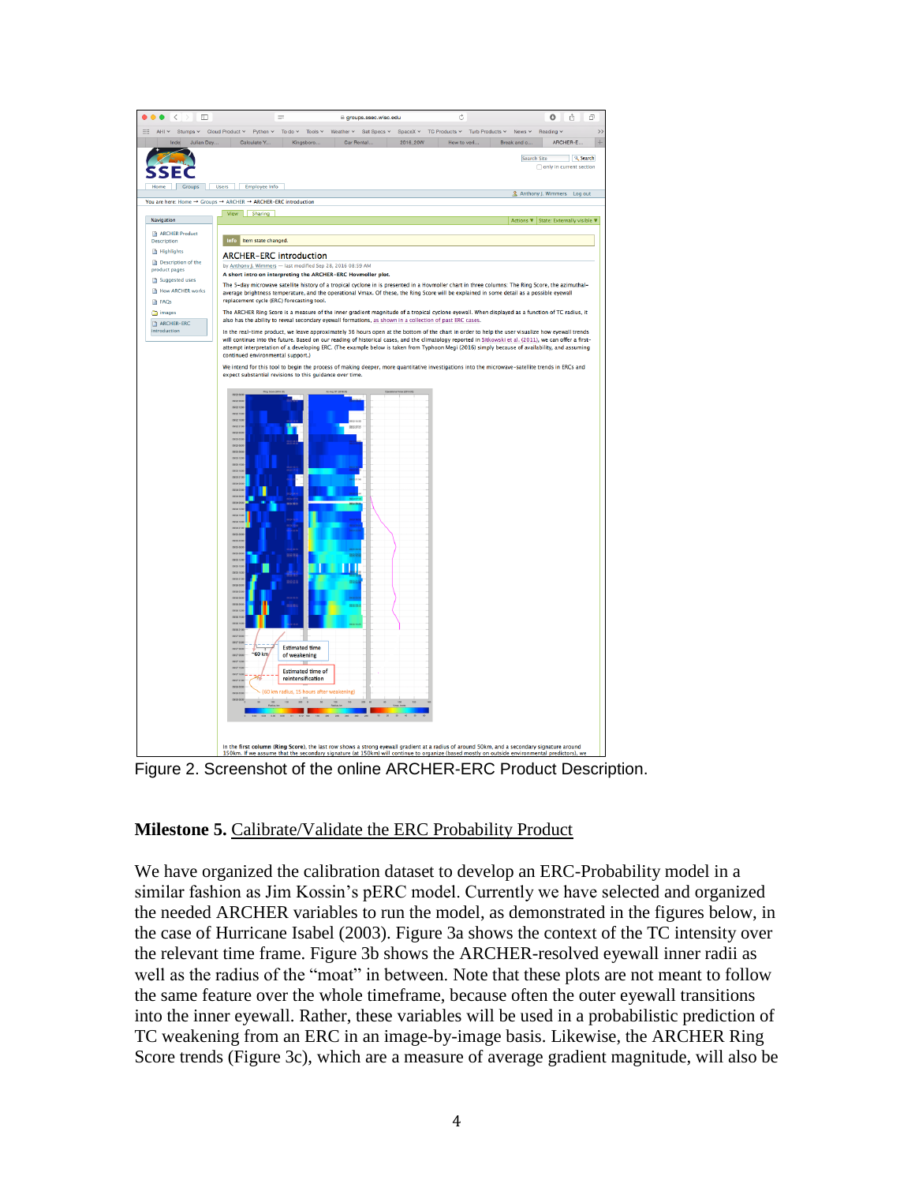Figure 2. Screenshot of the online ARCHER-ERC Product Description.

**Milestone 5.** Calibrate/Validate the ERC Probability Product

We have organized the calibration dataset to develop an ERC-Probability model in a similar fashion as Jim Kossin's pERC model. Currently we have selected and organized the needed ARCHER variables to run the model, as demonstrated in the figures below, in the case of Hurricane Isabel (2003). Figure 3a shows the context of the TC intensity over the relevant time frame. Figure 3b shows the ARCHER-resolved eyewall inner radii as well as the radius of the "moat" in between. Note that these plots are not meant to follow the same feature over the whole timeframe, because often the outer eyewall transitions into the inner eyewall. Rather, these variables will be used in a probabilistic prediction of TC weakening from an ERC in an image-by-image basis. Likewise, the ARCHER Ring Score trends (Figure 3c), which are a measure of average gradient magnitude, will also be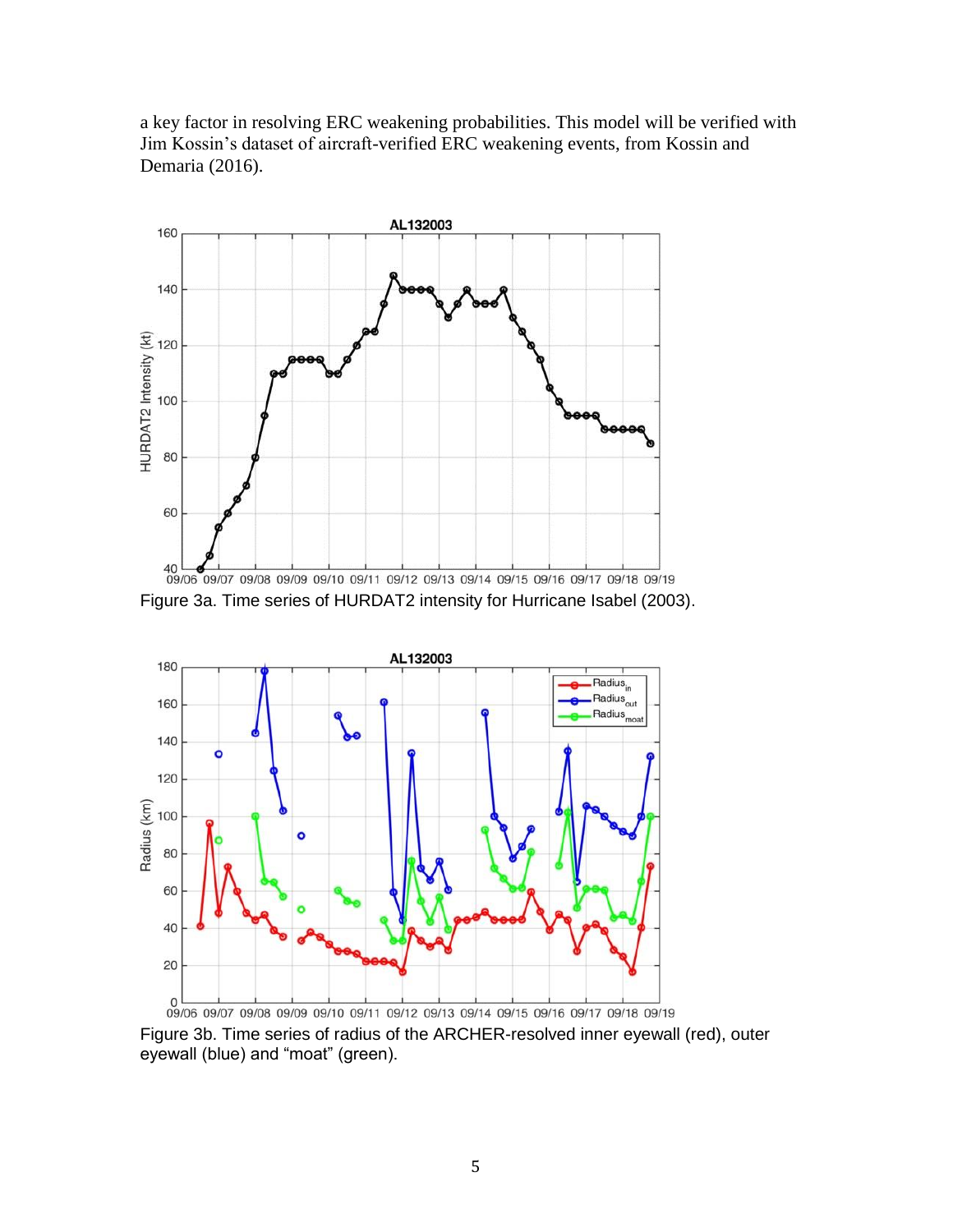a key factor in resolving ERC weakening probabilities. This model will be verified with Jim Kossin's dataset of aircraft-verified ERC weakening events, from Kossin and Demaria (2016).

Figure 3a. Time series of HURDAT2 intensity for Hurricane Isabel (2003).

Figure 3b. Time series of radius of the ARCHER-resolved inner eyewall (red), outer eyewall (blue) and "moat" (green).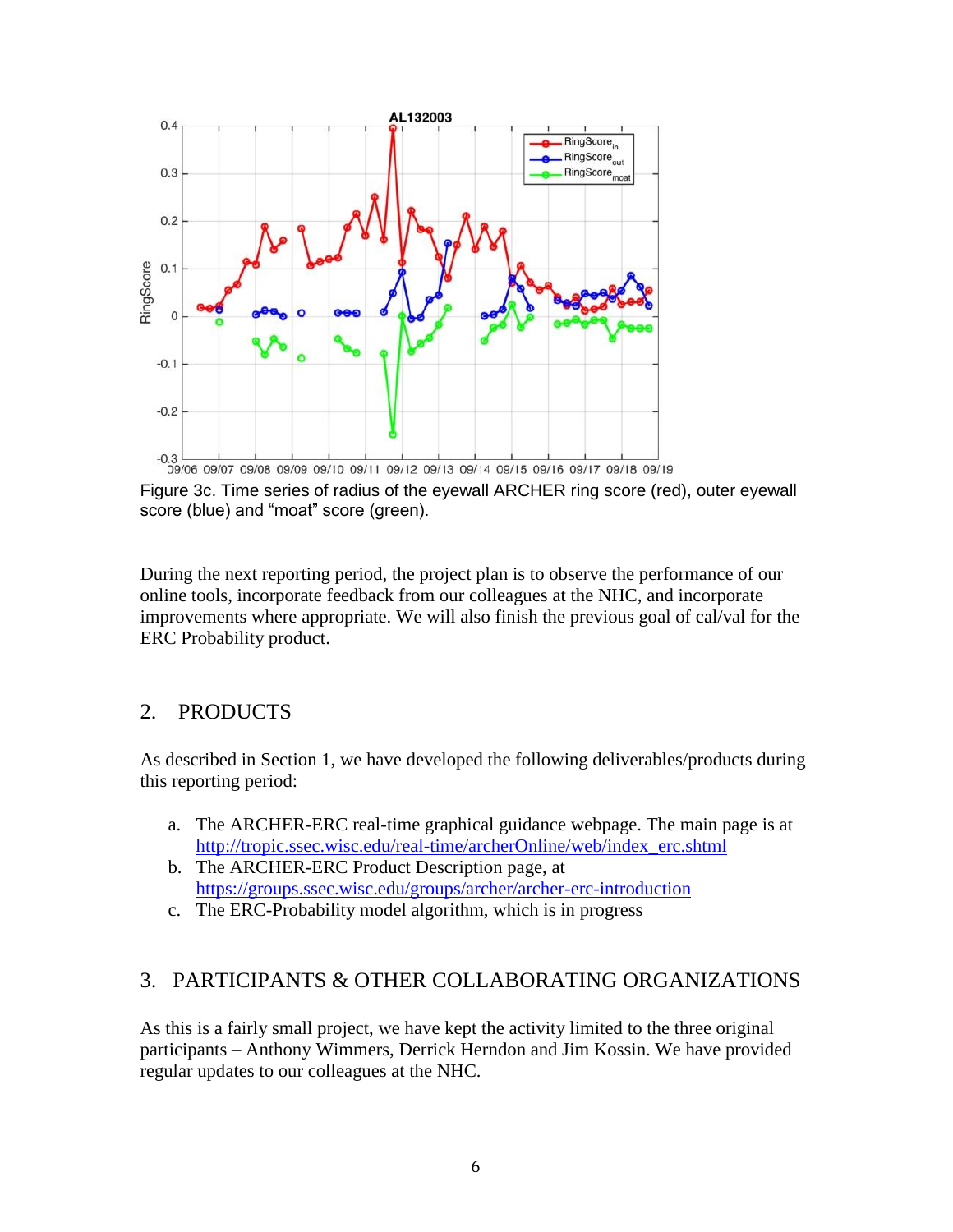Figure 3c. Time series of radius of the eyewall ARCHER ring score (red), outer eyewall score (blue) and "moat" score (green).

During the next reporting period, the project plan is to observe the performance of our online tools, incorporate feedback from our colleagues at the NHC, and incorporate improvements where appropriate. We will also finish the previous goal of cal/val for the ERC Probability product.

## 2. PRODUCTS

As described in Section 1, we have developed the following deliverables/products during this reporting period:

a. The ARCHER-ERC real-time graphical guidance webpage. The main page is at http://tropic.ssec.wisc.edu/real-time/archerOnline/web/index_erc.shtml
b. The ARCHER-ERC Product Description page, at https://groups.ssec.wisc.edu/groups/archer/archer-erc-introduction
c. The ERC-Probability model algorithm, which is in progress

## 3. PARTICIPANTS & OTHER COLLABORATING ORGANIZATIONS

As this is a fairly small project, we have kept the activity limited to the three original participants – Anthony Wimmers, Derrick Herndon and Jim Kossin. We have provided regular updates to our colleagues at the NHC.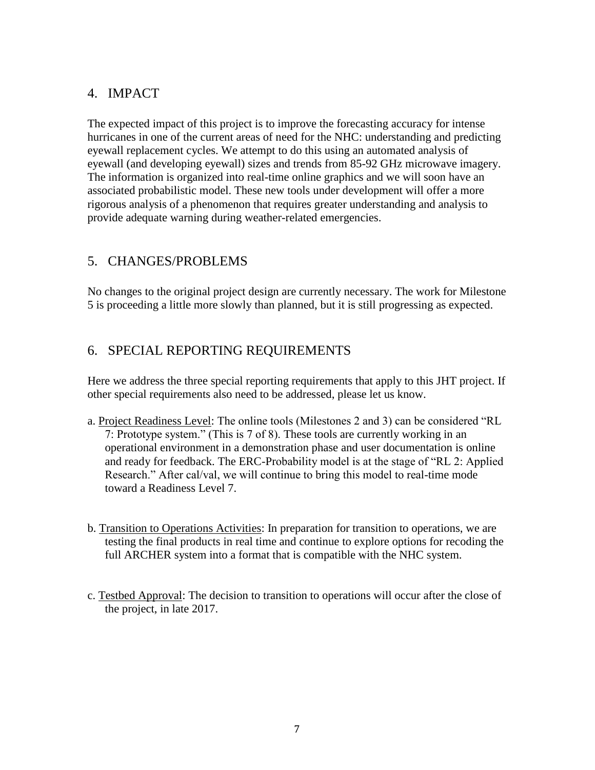## 4. IMPACT

The expected impact of this project is to improve the forecasting accuracy for intense hurricanes in one of the current areas of need for the NHC: understanding and predicting eyewall replacement cycles. We attempt to do this using an automated analysis of eyewall (and developing eyewall) sizes and trends from 85-92 GHz microwave imagery. The information is organized into real-time online graphics and we will soon have an associated probabilistic model. These new tools under development will offer a more rigorous analysis of a phenomenon that requires greater understanding and analysis to provide adequate warning during weather-related emergencies.

## 5. CHANGES/PROBLEMS

No changes to the original project design are currently necessary. The work for Milestone 5 is proceeding a little more slowly than planned, but it is still progressing as expected.

## 6. SPECIAL REPORTING REQUIREMENTS

Here we address the three special reporting requirements that apply to this JHT project. If other special requirements also need to be addressed, please let us know.

a. Project Readiness Level: The online tools (Milestones 2 and 3) can be considered "RL 7: Prototype system." (This is 7 of 8). These tools are currently working in an operational environment in a demonstration phase and user documentation is online and ready for feedback. The ERC-Probability model is at the stage of "RL 2: Applied Research." After cal/val, we will continue to bring this model to real-time mode toward a Readiness Level 7.

b. Transition to Operations Activities: In preparation for transition to operations, we are testing the final products in real time and continue to explore options for recoding the full ARCHER system into a format that is compatible with the NHC system.

c. Testbed Approval: The decision to transition to operations will occur after the close of the project, in late 2017.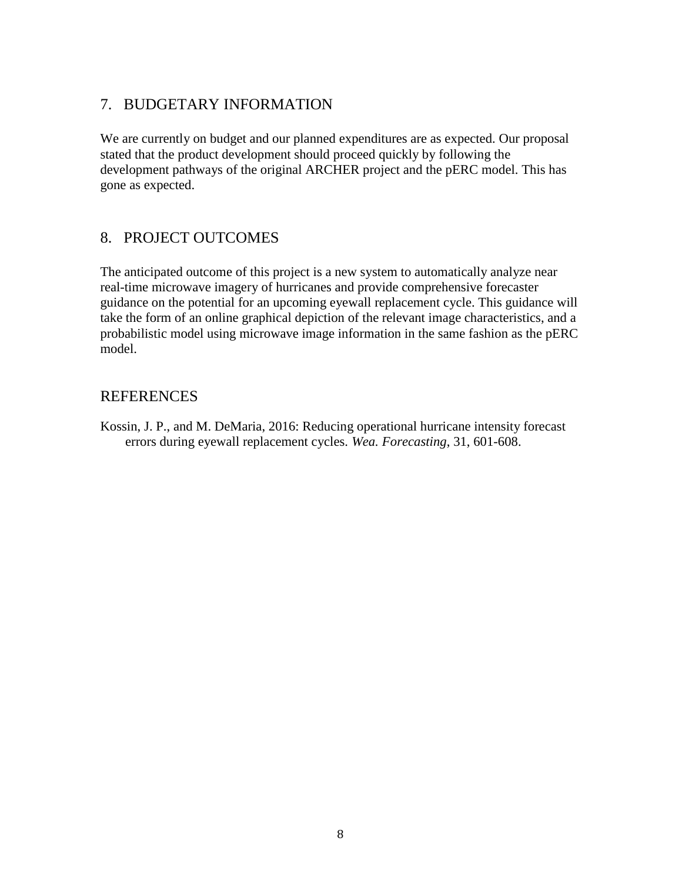## 7. BUDGETARY INFORMATION

We are currently on budget and our planned expenditures are as expected. Our proposal stated that the product development should proceed quickly by following the development pathways of the original ARCHER project and the pERC model. This has gone as expected.

## 8. PROJECT OUTCOMES

The anticipated outcome of this project is a new system to automatically analyze near real-time microwave imagery of hurricanes and provide comprehensive forecaster guidance on the potential for an upcoming eyewall replacement cycle. This guidance will take the form of an online graphical depiction of the relevant image characteristics, and a probabilistic model using microwave image information in the same fashion as the pERC model.

## REFERENCES

Kossin, J. P., and M. DeMaria, 2016: Reducing operational hurricane intensity forecast errors during eyewall replacement cycles. *Wea. Forecasting*, 31, 601-608.